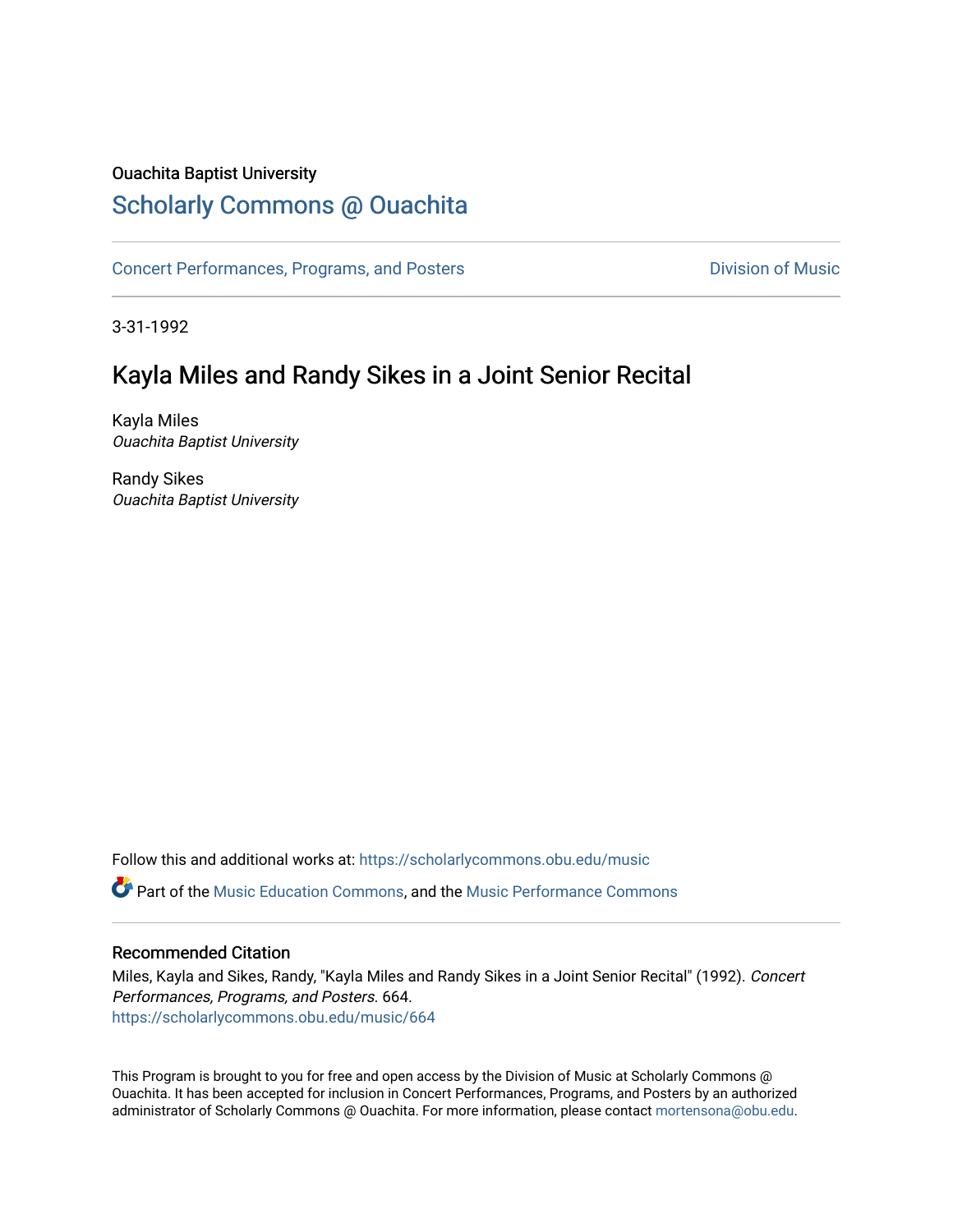Ouachita Baptist University

# Scholarly Commons @ Ouachita

Concert Performances, Programs, and Posters

Division of Music

3-31-1992

## Kayla Miles and Randy Sikes in a Joint Senior Recital

Kayla Miles
*Ouachita Baptist University*

Randy Sikes
*Ouachita Baptist University*

Follow this and additional works at: https://scholarlycommons.obu.edu/music

Part of the Music Education Commons, and the Music Performance Commons

### Recommended Citation

Miles, Kayla and Sikes, Randy, "Kayla Miles and Randy Sikes in a Joint Senior Recital" (1992). *Concert Performances, Programs, and Posters*. 664.
https://scholarlycommons.obu.edu/music/664

This Program is brought to you for free and open access by the Division of Music at Scholarly Commons @ Ouachita. It has been accepted for inclusion in Concert Performances, Programs, and Posters by an authorized administrator of Scholarly Commons @ Ouachita. For more information, please contact mortensona@obu.edu.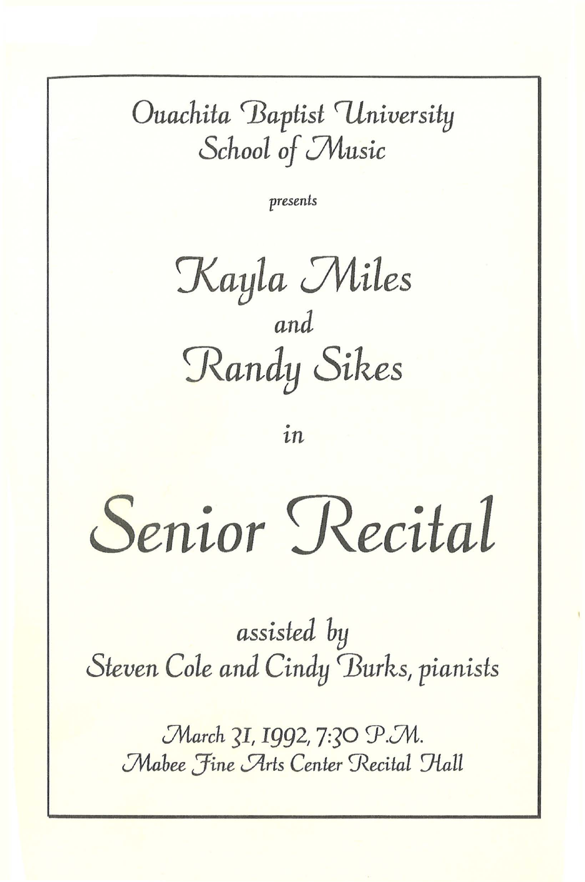Ouachita Baptist University
School of Music

*presents*

# Kayla Miles
and
# Randy Sikes

in

# Senior Recital

*assisted by*
Steven Cole and Cindy Burks, pianists

March 31, 1992, 7:30 P.M.
Mabee Fine Arts Center Recital Hall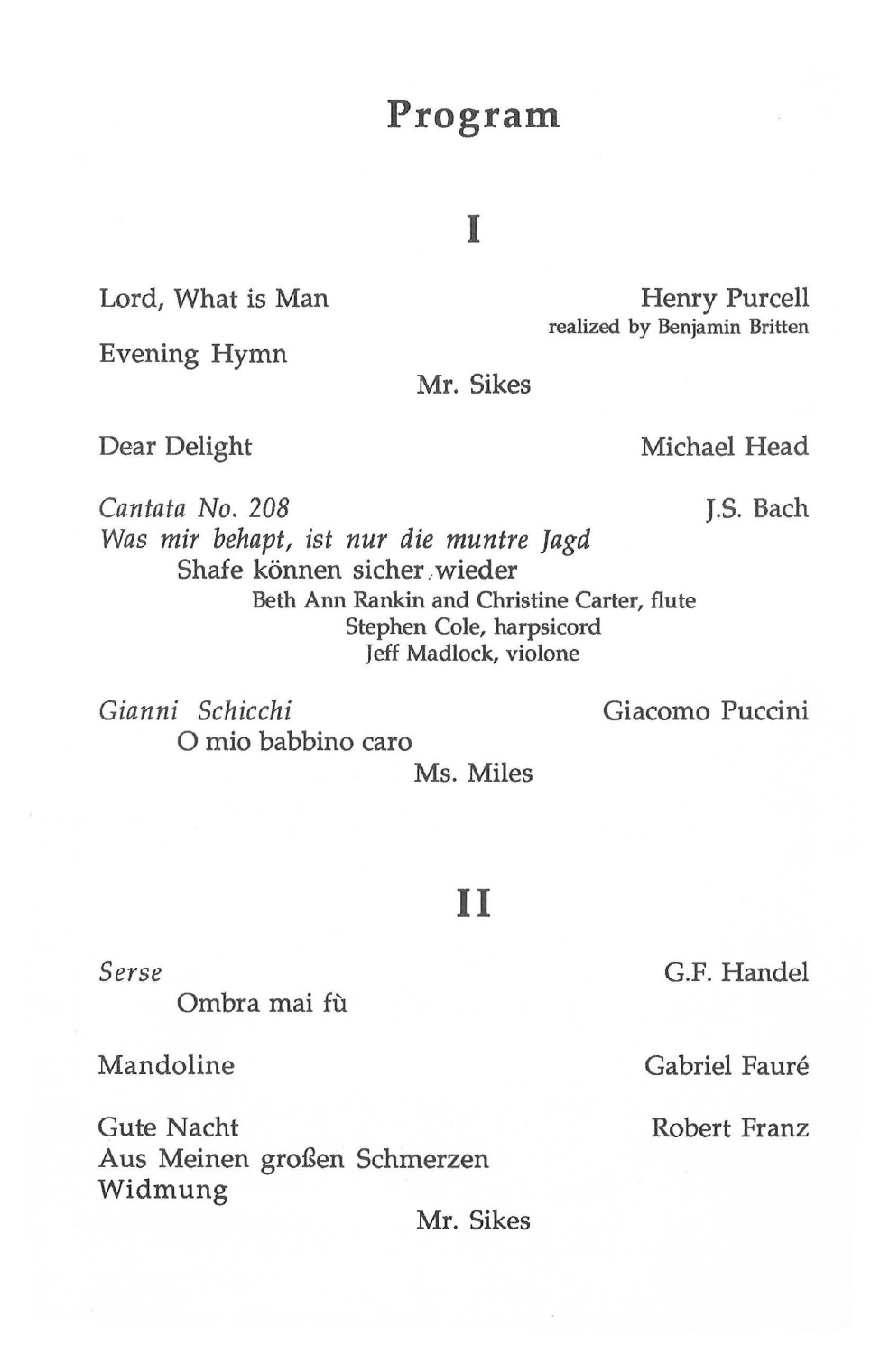# Program

## I

Lord, What is Man — Henry Purcell
realized by Benjamin Britten

Evening Hymn

Mr. Sikes

Dear Delight — Michael Head

*Cantata No. 208* — J.S. Bach
*Was mir behapt, ist nur die muntre Jagd*
Shafe können sicher wieder
Beth Ann Rankin and Christine Carter, flute
Stephen Cole, harpsicord
Jeff Madlock, violone

*Gianni Schicchi* — Giacomo Puccini
O mio babbino caro

Ms. Miles

## II

*Serse* — G.F. Handel
Ombra mai fù

Mandoline — Gabriel Fauré

Gute Nacht — Robert Franz
Aus Meinen großen Schmerzen
Widmung

Mr. Sikes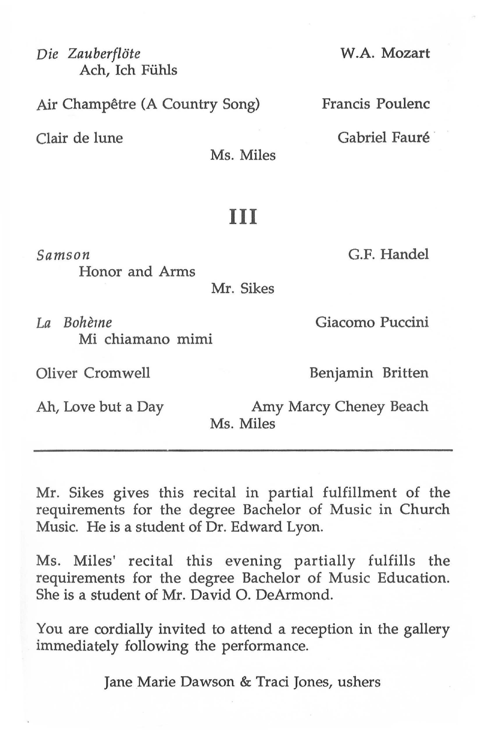*Die Zauberflöte* — W.A. Mozart
Ach, Ich Fühls

Air Champêtre (A Country Song) — Francis Poulenc

Clair de lune — Gabriel Fauré

Ms. Miles

# III

*Samson* — G.F. Handel
Honor and Arms

Mr. Sikes

*La Bohème* — Giacomo Puccini
Mi chiamano mimi

Oliver Cromwell — Benjamin Britten

Ah, Love but a Day — Amy Marcy Cheney Beach

Ms. Miles

---

Mr. Sikes gives this recital in partial fulfillment of the requirements for the degree Bachelor of Music in Church Music. He is a student of Dr. Edward Lyon.

Ms. Miles' recital this evening partially fulfills the requirements for the degree Bachelor of Music Education. She is a student of Mr. David O. DeArmond.

You are cordially invited to attend a reception in the gallery immediately following the performance.

Jane Marie Dawson & Traci Jones, ushers